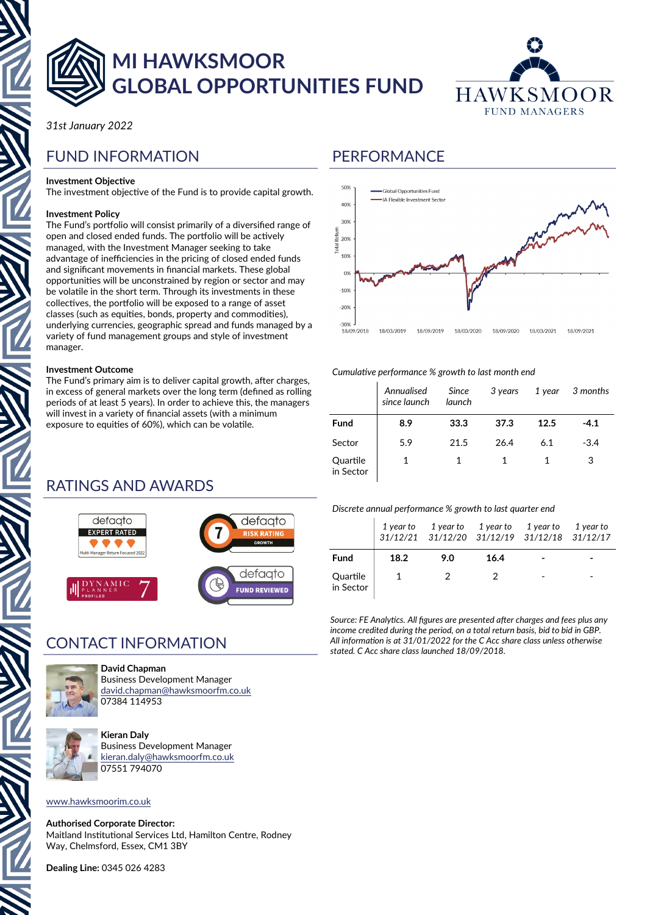# MI HAWKSMOOR GLOBAL OPPORTUNITIES FUND

HAWKSMOOR FUND MANAGERS

*31st January 2022*

## FUND INFORMATION

**Investment Objective**
The investment objective of the Fund is to provide capital growth.

**Investment Policy**
The Fund's portfolio will consist primarily of a diversified range of open and closed ended funds. The portfolio will be actively managed, with the Investment Manager seeking to take advantage of inefficiencies in the pricing of closed ended funds and significant movements in financial markets. These global opportunities will be unconstrained by region or sector and may be volatile in the short term. Through its investments in these collectives, the portfolio will be exposed to a range of asset classes (such as equities, bonds, property and commodities), underlying currencies, geographic spread and funds managed by a variety of fund management groups and style of investment manager.

**Investment Outcome**
The Fund's primary aim is to deliver capital growth, after charges, in excess of general markets over the long term (defined as rolling periods of at least 5 years). In order to achieve this, the managers will invest in a variety of financial assets (with a minimum exposure to equities of 60%), which can be volatile.

## RATINGS AND AWARDS

defaqto EXPERT RATED Multi-Manager Return Focused 2022

defaqto 7 RISK RATING GROWTH

DYNAMIC PLANNER PROFILED 7

defaqto FUND REVIEWED

## CONTACT INFORMATION

**David Chapman**
Business Development Manager
david.chapman@hawksmoorfm.co.uk
07384 114953

**Kieran Daly**
Business Development Manager
kieran.daly@hawksmoorfm.co.uk
07551 794070

www.hawksmoorim.co.uk

**Authorised Corporate Director:**
Maitland Institutional Services Ltd, Hamilton Centre, Rodney Way, Chelmsford, Essex, CM1 3BY

**Dealing Line:** 0345 026 4283

## PERFORMANCE

Chart legend: Global Opportunities Fund; IA Flexible Investment Sector. Y-axis: Total Return (-30% to 50%). X-axis: 18/09/2018, 18/03/2019, 18/09/2019, 18/03/2020, 18/09/2020, 18/03/2021, 18/09/2021.

*Cumulative performance % growth to last month end*

| | *Annualised since launch* | *Since launch* | *3 years* | *1 year* | *3 months* |
|---|---|---|---|---|---|
| **Fund** | **8.9** | **33.3** | **37.3** | **12.5** | **-4.1** |
| Sector | 5.9 | 21.5 | 26.4 | 6.1 | -3.4 |
| Quartile in Sector | 1 | 1 | 1 | 1 | 3 |

*Discrete annual performance % growth to last quarter end*

| | *1 year to 31/12/21* | *1 year to 31/12/20* | *1 year to 31/12/19* | *1 year to 31/12/18* | *1 year to 31/12/17* |
|---|---|---|---|---|---|
| **Fund** | **18.2** | **9.0** | **16.4** | **-** | **-** |
| Quartile in Sector | 1 | 2 | 2 | - | - |

*Source: FE Analytics. All figures are presented after charges and fees plus any income credited during the period, on a total return basis, bid to bid in GBP. All information is at 31/01/2022 for the C Acc share class unless otherwise stated. C Acc share class launched 18/09/2018.*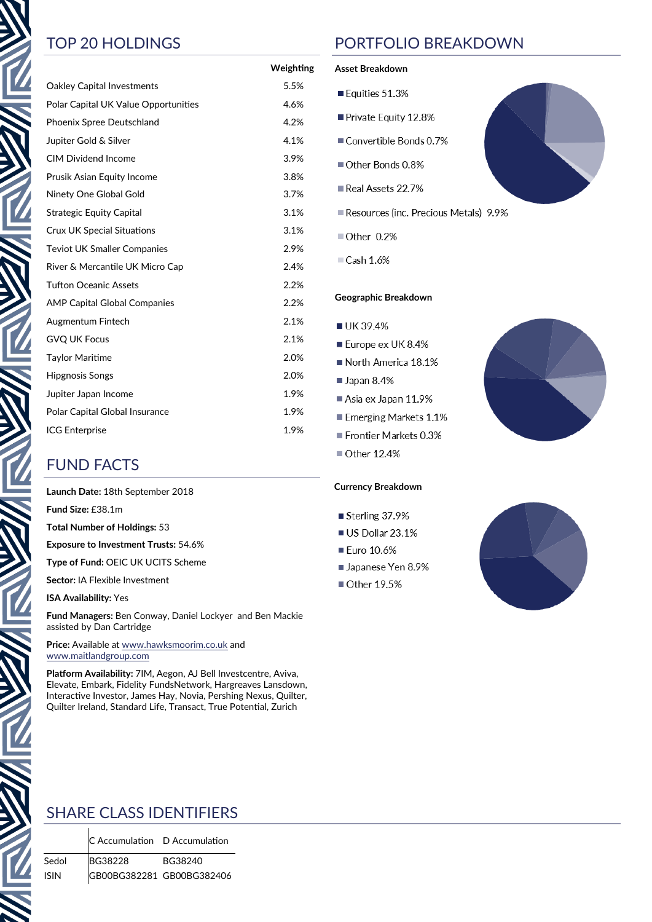## TOP 20 HOLDINGS

| | Weighting |
|---|---|
| Oakley Capital Investments | 5.5% |
| Polar Capital UK Value Opportunities | 4.6% |
| Phoenix Spree Deutschland | 4.2% |
| Jupiter Gold & Silver | 4.1% |
| CIM Dividend Income | 3.9% |
| Prusik Asian Equity Income | 3.8% |
| Ninety One Global Gold | 3.7% |
| Strategic Equity Capital | 3.1% |
| Crux UK Special Situations | 3.1% |
| Teviot UK Smaller Companies | 2.9% |
| River & Mercantile UK Micro Cap | 2.4% |
| Tufton Oceanic Assets | 2.2% |
| AMP Capital Global Companies | 2.2% |
| Augmentum Fintech | 2.1% |
| GVQ UK Focus | 2.1% |
| Taylor Maritime | 2.0% |
| Hipgnosis Songs | 2.0% |
| Jupiter Japan Income | 1.9% |
| Polar Capital Global Insurance | 1.9% |
| ICG Enterprise | 1.9% |

## FUND FACTS

**Launch Date:** 18th September 2018

**Fund Size:** £38.1m

**Total Number of Holdings:** 53

**Exposure to Investment Trusts:** 54.6%

**Type of Fund:** OEIC UK UCITS Scheme

**Sector:** IA Flexible Investment

**ISA Availability:** Yes

**Fund Managers:** Ben Conway, Daniel Lockyer and Ben Mackie assisted by Dan Cartridge

**Price:** Available at www.hawksmoorim.co.uk and www.maitlandgroup.com

**Platform Availability:** 7IM, Aegon, AJ Bell Investcentre, Aviva, Elevate, Embark, Fidelity FundsNetwork, Hargreaves Lansdown, Interactive Investor, James Hay, Novia, Pershing Nexus, Quilter, Quilter Ireland, Standard Life, Transact, True Potential, Zurich

## PORTFOLIO BREAKDOWN

**Asset Breakdown**

- Equities 51.3%
- Private Equity 12.8%
- Convertible Bonds 0.7%
- Other Bonds 0.8%
- Real Assets 22.7%
- Resources (inc. Precious Metals) 9.9%
- Other 0.2%
- Cash 1.6%

**Geographic Breakdown**

- UK 39.4%
- Europe ex UK 8.4%
- North America 18.1%
- Japan 8.4%
- Asia ex Japan 11.9%
- Emerging Markets 1.1%
- Frontier Markets 0.3%
- Other 12.4%

**Currency Breakdown**

- Sterling 37.9%
- US Dollar 23.1%
- Euro 10.6%
- Japanese Yen 8.9%
- Other 19.5%

## SHARE CLASS IDENTIFIERS

| | C Accumulation | D Accumulation |
|---|---|---|
| Sedol | BG38228 | BG38240 |
| ISIN | GB00BG382281 | GB00BG382406 |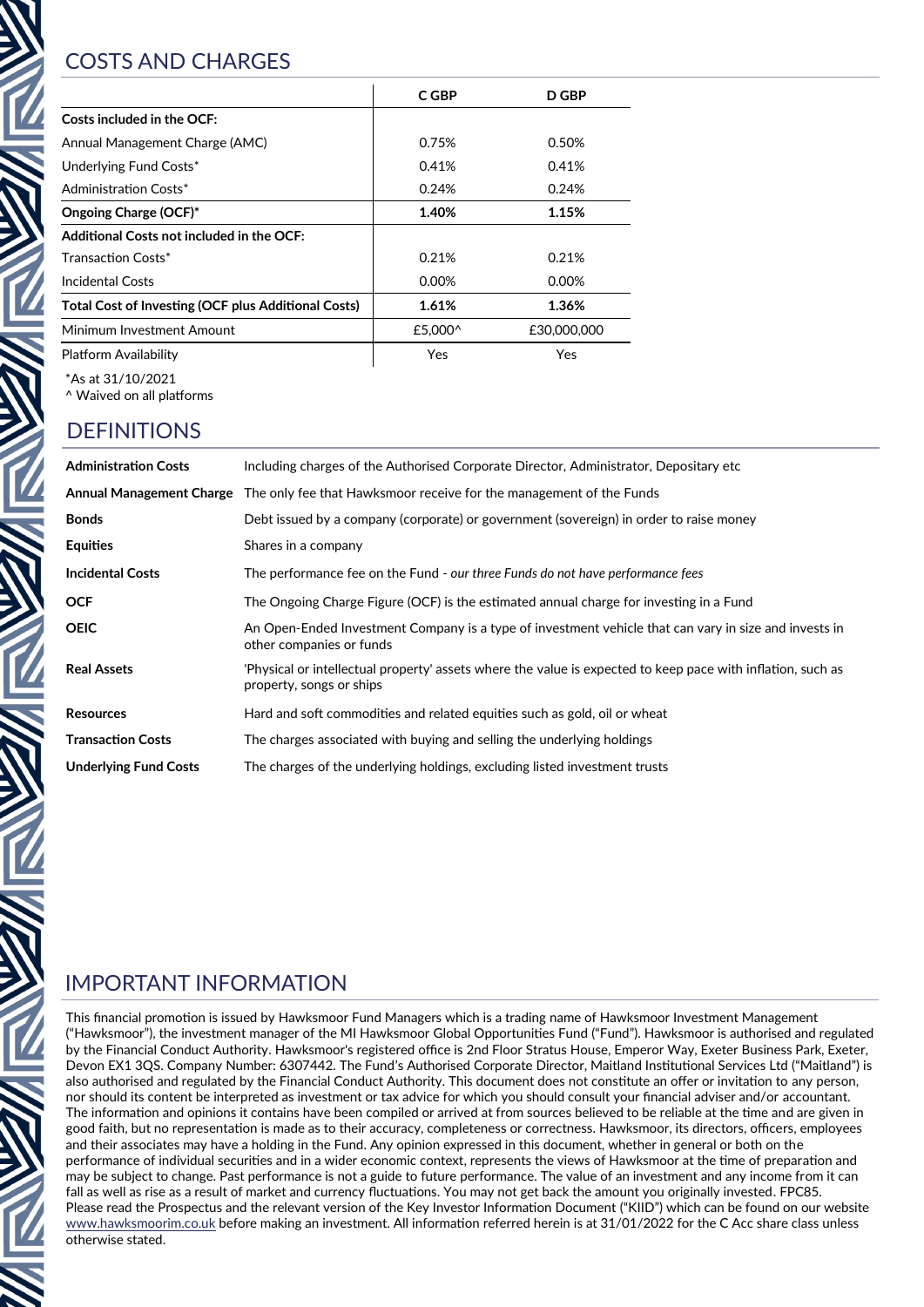## COSTS AND CHARGES

| | C GBP | D GBP |
|---|---|---|
| **Costs included in the OCF:** | | |
| Annual Management Charge (AMC) | 0.75% | 0.50% |
| Underlying Fund Costs* | 0.41% | 0.41% |
| Administration Costs* | 0.24% | 0.24% |
| **Ongoing Charge (OCF)*** | **1.40%** | **1.15%** |
| **Additional Costs not included in the OCF:** | | |
| Transaction Costs* | 0.21% | 0.21% |
| Incidental Costs | 0.00% | 0.00% |
| **Total Cost of Investing (OCF plus Additional Costs)** | **1.61%** | **1.36%** |
| Minimum Investment Amount | £5,000^ | £30,000,000 |
| Platform Availability | Yes | Yes |

*As at 31/10/2021
^ Waived on all platforms

## DEFINITIONS

| | |
|---|---|
| **Administration Costs** | Including charges of the Authorised Corporate Director, Administrator, Depositary etc |
| **Annual Management Charge** | The only fee that Hawksmoor receive for the management of the Funds |
| **Bonds** | Debt issued by a company (corporate) or government (sovereign) in order to raise money |
| **Equities** | Shares in a company |
| **Incidental Costs** | The performance fee on the Fund - *our three Funds do not have performance fees* |
| **OCF** | The Ongoing Charge Figure (OCF) is the estimated annual charge for investing in a Fund |
| **OEIC** | An Open-Ended Investment Company is a type of investment vehicle that can vary in size and invests in other companies or funds |
| **Real Assets** | 'Physical or intellectual property' assets where the value is expected to keep pace with inflation, such as property, songs or ships |
| **Resources** | Hard and soft commodities and related equities such as gold, oil or wheat |
| **Transaction Costs** | The charges associated with buying and selling the underlying holdings |
| **Underlying Fund Costs** | The charges of the underlying holdings, excluding listed investment trusts |

## IMPORTANT INFORMATION

This financial promotion is issued by Hawksmoor Fund Managers which is a trading name of Hawksmoor Investment Management ("Hawksmoor"), the investment manager of the MI Hawksmoor Global Opportunities Fund ("Fund"). Hawksmoor is authorised and regulated by the Financial Conduct Authority. Hawksmoor's registered office is 2nd Floor Stratus House, Emperor Way, Exeter Business Park, Exeter, Devon EX1 3QS. Company Number: 6307442. The Fund's Authorised Corporate Director, Maitland Institutional Services Ltd ("Maitland") is also authorised and regulated by the Financial Conduct Authority. This document does not constitute an offer or invitation to any person, nor should its content be interpreted as investment or tax advice for which you should consult your financial adviser and/or accountant. The information and opinions it contains have been compiled or arrived at from sources believed to be reliable at the time and are given in good faith, but no representation is made as to their accuracy, completeness or correctness. Hawksmoor, its directors, officers, employees and their associates may have a holding in the Fund. Any opinion expressed in this document, whether in general or both on the performance of individual securities and in a wider economic context, represents the views of Hawksmoor at the time of preparation and may be subject to change. Past performance is not a guide to future performance. The value of an investment and any income from it can fall as well as rise as a result of market and currency fluctuations. You may not get back the amount you originally invested. FPC85. Please read the Prospectus and the relevant version of the Key Investor Information Document ("KIID") which can be found on our website www.hawksmoorim.co.uk before making an investment. All information referred herein is at 31/01/2022 for the C Acc share class unless otherwise stated.